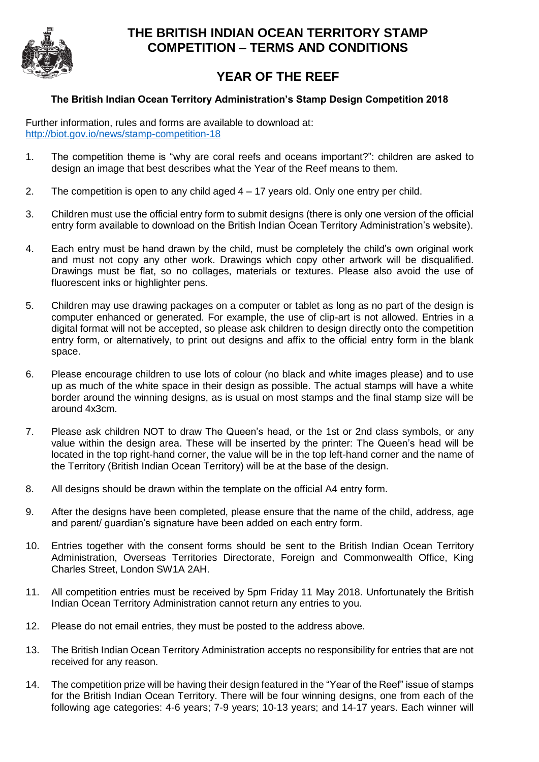# THE BRITISH INDIAN OCEAN TERRITORY STAMP COMPETITION – TERMS AND CONDITIONS

## YEAR OF THE REEF

### The British Indian Ocean Territory Administration's Stamp Design Competition 2018

Further information, rules and forms are available to download at:
http://biot.gov.io/news/stamp-competition-18

1. The competition theme is "why are coral reefs and oceans important?": children are asked to design an image that best describes what the Year of the Reef means to them.

2. The competition is open to any child aged 4 – 17 years old. Only one entry per child.

3. Children must use the official entry form to submit designs (there is only one version of the official entry form available to download on the British Indian Ocean Territory Administration's website).

4. Each entry must be hand drawn by the child, must be completely the child's own original work and must not copy any other work. Drawings which copy other artwork will be disqualified. Drawings must be flat, so no collages, materials or textures. Please also avoid the use of fluorescent inks or highlighter pens.

5. Children may use drawing packages on a computer or tablet as long as no part of the design is computer enhanced or generated. For example, the use of clip-art is not allowed. Entries in a digital format will not be accepted, so please ask children to design directly onto the competition entry form, or alternatively, to print out designs and affix to the official entry form in the blank space.

6. Please encourage children to use lots of colour (no black and white images please) and to use up as much of the white space in their design as possible. The actual stamps will have a white border around the winning designs, as is usual on most stamps and the final stamp size will be around 4x3cm.

7. Please ask children NOT to draw The Queen's head, or the 1st or 2nd class symbols, or any value within the design area. These will be inserted by the printer: The Queen's head will be located in the top right-hand corner, the value will be in the top left-hand corner and the name of the Territory (British Indian Ocean Territory) will be at the base of the design.

8. All designs should be drawn within the template on the official A4 entry form.

9. After the designs have been completed, please ensure that the name of the child, address, age and parent/ guardian's signature have been added on each entry form.

10. Entries together with the consent forms should be sent to the British Indian Ocean Territory Administration, Overseas Territories Directorate, Foreign and Commonwealth Office, King Charles Street, London SW1A 2AH.

11. All competition entries must be received by 5pm Friday 11 May 2018. Unfortunately the British Indian Ocean Territory Administration cannot return any entries to you.

12. Please do not email entries, they must be posted to the address above.

13. The British Indian Ocean Territory Administration accepts no responsibility for entries that are not received for any reason.

14. The competition prize will be having their design featured in the "Year of the Reef" issue of stamps for the British Indian Ocean Territory. There will be four winning designs, one from each of the following age categories: 4-6 years; 7-9 years; 10-13 years; and 14-17 years. Each winner will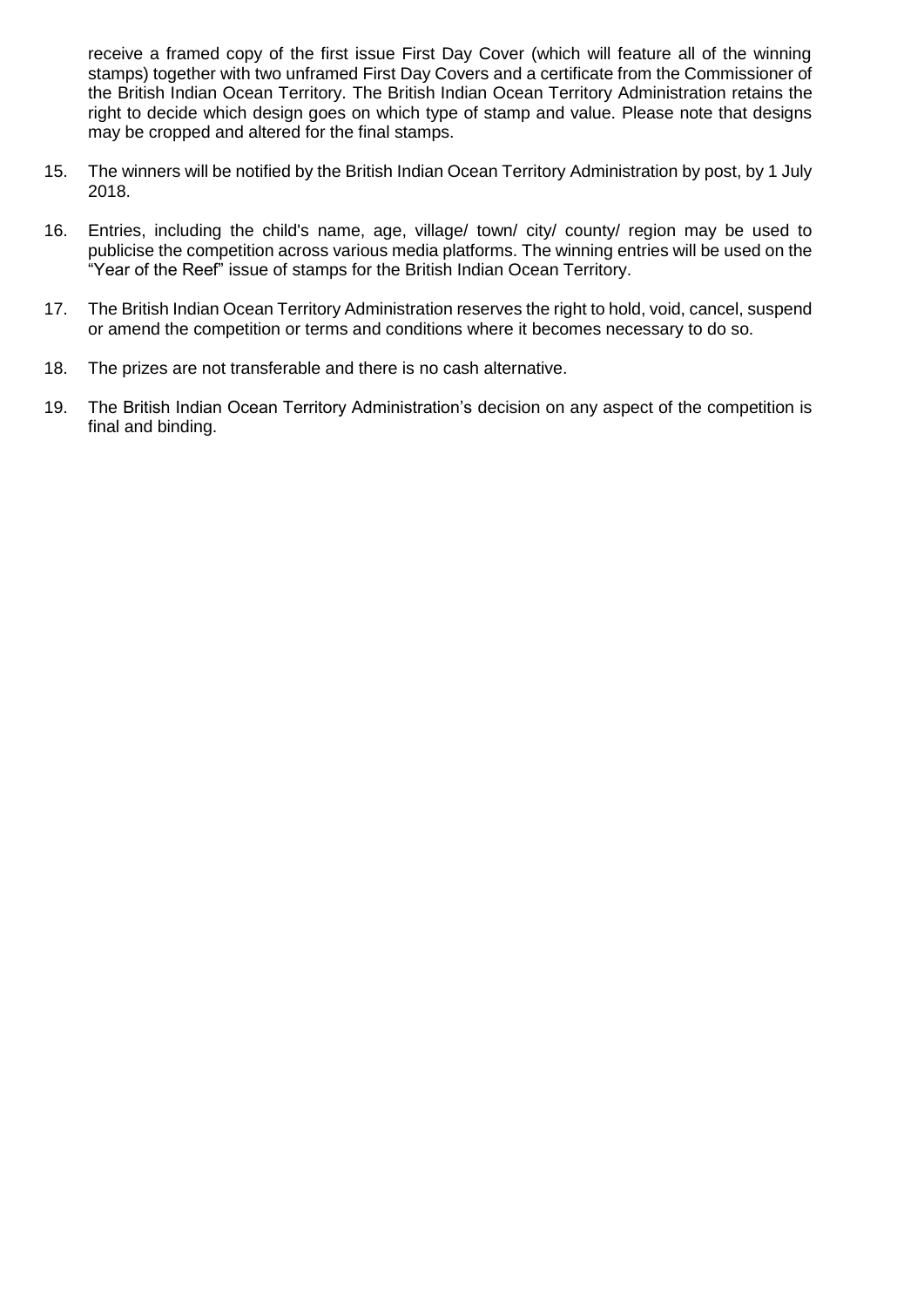receive a framed copy of the first issue First Day Cover (which will feature all of the winning stamps) together with two unframed First Day Covers and a certificate from the Commissioner of the British Indian Ocean Territory. The British Indian Ocean Territory Administration retains the right to decide which design goes on which type of stamp and value. Please note that designs may be cropped and altered for the final stamps.

15. The winners will be notified by the British Indian Ocean Territory Administration by post, by 1 July 2018.

16. Entries, including the child's name, age, village/ town/ city/ county/ region may be used to publicise the competition across various media platforms. The winning entries will be used on the "Year of the Reef" issue of stamps for the British Indian Ocean Territory.

17. The British Indian Ocean Territory Administration reserves the right to hold, void, cancel, suspend or amend the competition or terms and conditions where it becomes necessary to do so.

18. The prizes are not transferable and there is no cash alternative.

19. The British Indian Ocean Territory Administration's decision on any aspect of the competition is final and binding.